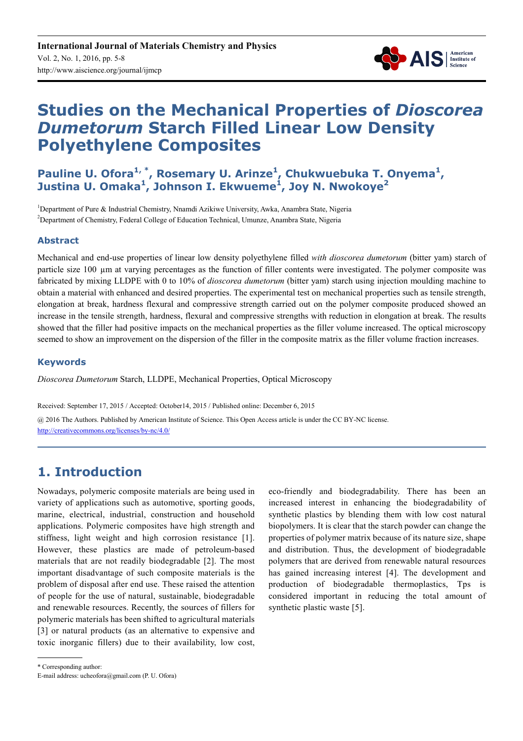# Studies on the Mechanical Properties of *Dioscorea Dumetorum* Starch Filled Linear Low Density Polyethylene Composites

**Pauline U. Ofora[1, *], Rosemary U. Arinze[1], Chukwuebuka T. Onyema[1], Justina U. Omaka[1], Johnson I. Ekwueme[1], Joy N. Nwokoye[2]**

[1]Department of Pure & Industrial Chemistry, Nnamdi Azikiwe University, Awka, Anambra State, Nigeria
[2]Department of Chemistry, Federal College of Education Technical, Umunze, Anambra State, Nigeria

## Abstract

Mechanical and end-use properties of linear low density polyethylene filled *with dioscorea dumetorum* (bitter yam) starch of particle size 100 µm at varying percentages as the function of filler contents were investigated. The polymer composite was fabricated by mixing LLDPE with 0 to 10% of *dioscorea dumetorum* (bitter yam) starch using injection moulding machine to obtain a material with enhanced and desired properties. The experimental test on mechanical properties such as tensile strength, elongation at break, hardness flexural and compressive strength carried out on the polymer composite produced showed an increase in the tensile strength, hardness, flexural and compressive strengths with reduction in elongation at break. The results showed that the filler had positive impacts on the mechanical properties as the filler volume increased. The optical microscopy seemed to show an improvement on the dispersion of the filler in the composite matrix as the filler volume fraction increases.

## Keywords

*Dioscorea Dumetorum* Starch, LLDPE, Mechanical Properties, Optical Microscopy

Received: September 17, 2015 / Accepted: October14, 2015 / Published online: December 6, 2015

@ 2016 The Authors. Published by American Institute of Science. This Open Access article is under the CC BY-NC license.
http://creativecommons.org/licenses/by-nc/4.0/

## 1. Introduction

Nowadays, polymeric composite materials are being used in variety of applications such as automotive, sporting goods, marine, electrical, industrial, construction and household applications. Polymeric composites have high strength and stiffness, light weight and high corrosion resistance [1]. However, these plastics are made of petroleum-based materials that are not readily biodegradable [2]. The most important disadvantage of such composite materials is the problem of disposal after end use. These raised the attention of people for the use of natural, sustainable, biodegradable and renewable resources. Recently, the sources of fillers for polymeric materials has been shifted to agricultural materials [3] or natural products (as an alternative to expensive and toxic inorganic fillers) due to their availability, low cost, eco-friendly and biodegradability. There has been an increased interest in enhancing the biodegradability of synthetic plastics by blending them with low cost natural biopolymers. It is clear that the starch powder can change the properties of polymer matrix because of its nature size, shape and distribution. Thus, the development of biodegradable polymers that are derived from renewable natural resources has gained increasing interest [4]. The development and production of biodegradable thermoplastics, Tps is considered important in reducing the total amount of synthetic plastic waste [5].

\* Corresponding author:
E-mail address: ucheofora@gmail.com (P. U. Ofora)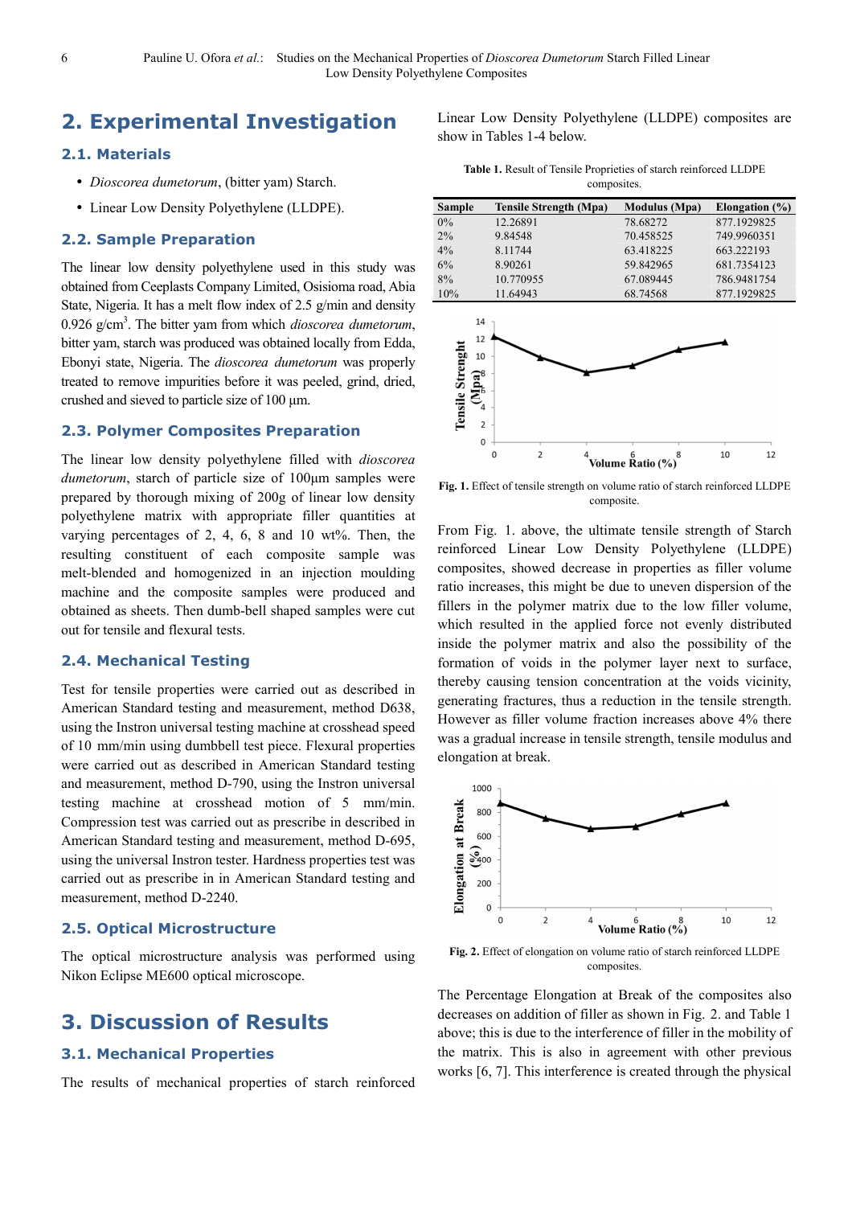# 2. Experimental Investigation

## 2.1. Materials

- *Dioscorea dumetorum*, (bitter yam) Starch.
- Linear Low Density Polyethylene (LLDPE).

## 2.2. Sample Preparation

The linear low density polyethylene used in this study was obtained from Ceeplasts Company Limited, Osisioma road, Abia State, Nigeria. It has a melt flow index of 2.5 g/min and density 0.926 g/cm$^3$. The bitter yam from which *dioscorea dumetorum*, bitter yam, starch was produced was obtained locally from Edda, Ebonyi state, Nigeria. The *dioscorea dumetorum* was properly treated to remove impurities before it was peeled, grind, dried, crushed and sieved to particle size of 100 µm.

## 2.3. Polymer Composites Preparation

The linear low density polyethylene filled with *dioscorea dumetorum*, starch of particle size of 100µm samples were prepared by thorough mixing of 200g of linear low density polyethylene matrix with appropriate filler quantities at varying percentages of 2, 4, 6, 8 and 10 wt%. Then, the resulting constituent of each composite sample was melt-blended and homogenized in an injection moulding machine and the composite samples were produced and obtained as sheets. Then dumb-bell shaped samples were cut out for tensile and flexural tests.

## 2.4. Mechanical Testing

Test for tensile properties were carried out as described in American Standard testing and measurement, method D638, using the Instron universal testing machine at crosshead speed of 10 mm/min using dumbbell test piece. Flexural properties were carried out as described in American Standard testing and measurement, method D-790, using the Instron universal testing machine at crosshead motion of 5 mm/min. Compression test was carried out as prescribe in described in American Standard testing and measurement, method D-695, using the universal Instron tester. Hardness properties test was carried out as prescribe in in American Standard testing and measurement, method D-2240.

## 2.5. Optical Microstructure

The optical microstructure analysis was performed using Nikon Eclipse ME600 optical microscope.

# 3. Discussion of Results

## 3.1. Mechanical Properties

The results of mechanical properties of starch reinforced Linear Low Density Polyethylene (LLDPE) composites are show in Tables 1-4 below.

**Table 1.** Result of Tensile Proprieties of starch reinforced LLDPE composites.

| Sample | Tensile Strength (Mpa) | Modulus (Mpa) | Elongation (%) |
|---|---|---|---|
| 0% | 12.26891 | 78.68272 | 877.1929825 |
| 2% | 9.84548 | 70.458525 | 749.9960351 |
| 4% | 8.11744 | 63.418225 | 663.222193 |
| 6% | 8.90261 | 59.842965 | 681.7354123 |
| 8% | 10.770955 | 67.089445 | 786.9481754 |
| 10% | 11.64943 | 68.74568 | 877.1929825 |

**Fig. 1.** Effect of tensile strength on volume ratio of starch reinforced LLDPE composite.

From Fig. 1. above, the ultimate tensile strength of Starch reinforced Linear Low Density Polyethylene (LLDPE) composites, showed decrease in properties as filler volume ratio increases, this might be due to uneven dispersion of the fillers in the polymer matrix due to the low filler volume, which resulted in the applied force not evenly distributed inside the polymer matrix and also the possibility of the formation of voids in the polymer layer next to surface, thereby causing tension concentration at the voids vicinity, generating fractures, thus a reduction in the tensile strength. However as filler volume fraction increases above 4% there was a gradual increase in tensile strength, tensile modulus and elongation at break.

**Fig. 2.** Effect of elongation on volume ratio of starch reinforced LLDPE composites.

The Percentage Elongation at Break of the composites also decreases on addition of filler as shown in Fig. 2. and Table 1 above; this is due to the interference of filler in the mobility of the matrix. This is also in agreement with other previous works [6, 7]. This interference is created through the physical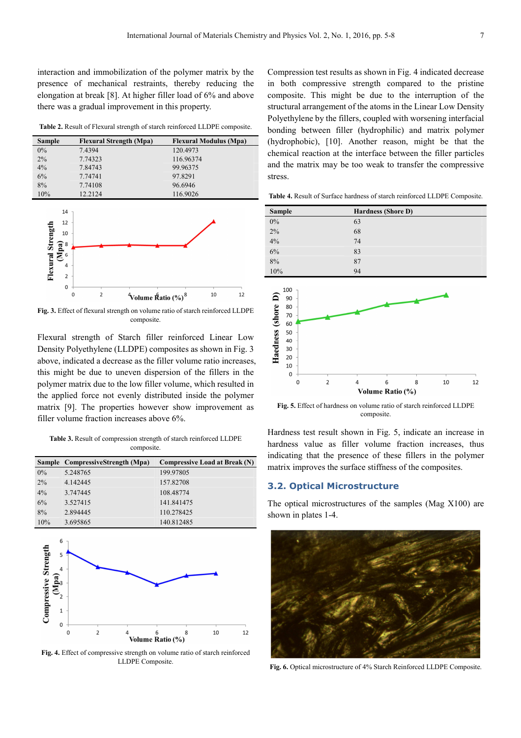interaction and immobilization of the polymer matrix by the presence of mechanical restraints, thereby reducing the elongation at break [8]. At higher filler load of 6% and above there was a gradual improvement in this property.

**Table 2.** Result of Flexural strength of starch reinforced LLDPE composite.

| Sample | Flexural Strength (Mpa) | Flexural Modulus (Mpa) |
|---|---|---|
| 0% | 7.4394 | 120.4973 |
| 2% | 7.74323 | 116.96374 |
| 4% | 7.84743 | 99.96375 |
| 6% | 7.74741 | 97.8291 |
| 8% | 7.74108 | 96.6946 |
| 10% | 12.2124 | 116.9026 |

**Fig. 3.** Effect of flexural strength on volume ratio of starch reinforced LLDPE composite.

Flexural strength of Starch filler reinforced Linear Low Density Polyethylene (LLDPE) composites as shown in Fig. 3 above, indicated a decrease as the filler volume ratio increases, this might be due to uneven dispersion of the fillers in the polymer matrix due to the low filler volume, which resulted in the applied force not evenly distributed inside the polymer matrix [9]. The properties however show improvement as filler volume fraction increases above 6%.

**Table 3.** Result of compression strength of starch reinforced LLDPE composite.

| Sample | CompressiveStrength (Mpa) | Compressive Load at Break (N) |
|---|---|---|
| 0% | 5.248765 | 199.97805 |
| 2% | 4.142445 | 157.82708 |
| 4% | 3.747445 | 108.48774 |
| 6% | 3.527415 | 141.841475 |
| 8% | 2.894445 | 110.278425 |
| 10% | 3.695865 | 140.812485 |

**Fig. 4.** Effect of compressive strength on volume ratio of starch reinforced LLDPE Composite.

Compression test results as shown in Fig. 4 indicated decrease in both compressive strength compared to the pristine composite. This might be due to the interruption of the structural arrangement of the atoms in the Linear Low Density Polyethylene by the fillers, coupled with worsening interfacial bonding between filler (hydrophilic) and matrix polymer (hydrophobic), [10]. Another reason, might be that the chemical reaction at the interface between the filler particles and the matrix may be too weak to transfer the compressive stress.

**Table 4.** Result of Surface hardness of starch reinforced LLDPE Composite.

| Sample | Hardness (Shore D) |
|---|---|
| 0% | 63 |
| 2% | 68 |
| 4% | 74 |
| 6% | 83 |
| 8% | 87 |
| 10% | 94 |

**Fig. 5.** Effect of hardness on volume ratio of starch reinforced LLDPE composite.

Hardness test result shown in Fig. 5, indicate an increase in hardness value as filler volume fraction increases, thus indicating that the presence of these fillers in the polymer matrix improves the surface stiffness of the composites.

## 3.2. Optical Microstructure

The optical microstructures of the samples (Mag X100) are shown in plates 1-4.

**Fig. 6.** Optical microstructure of 4% Starch Reinforced LLDPE Composite.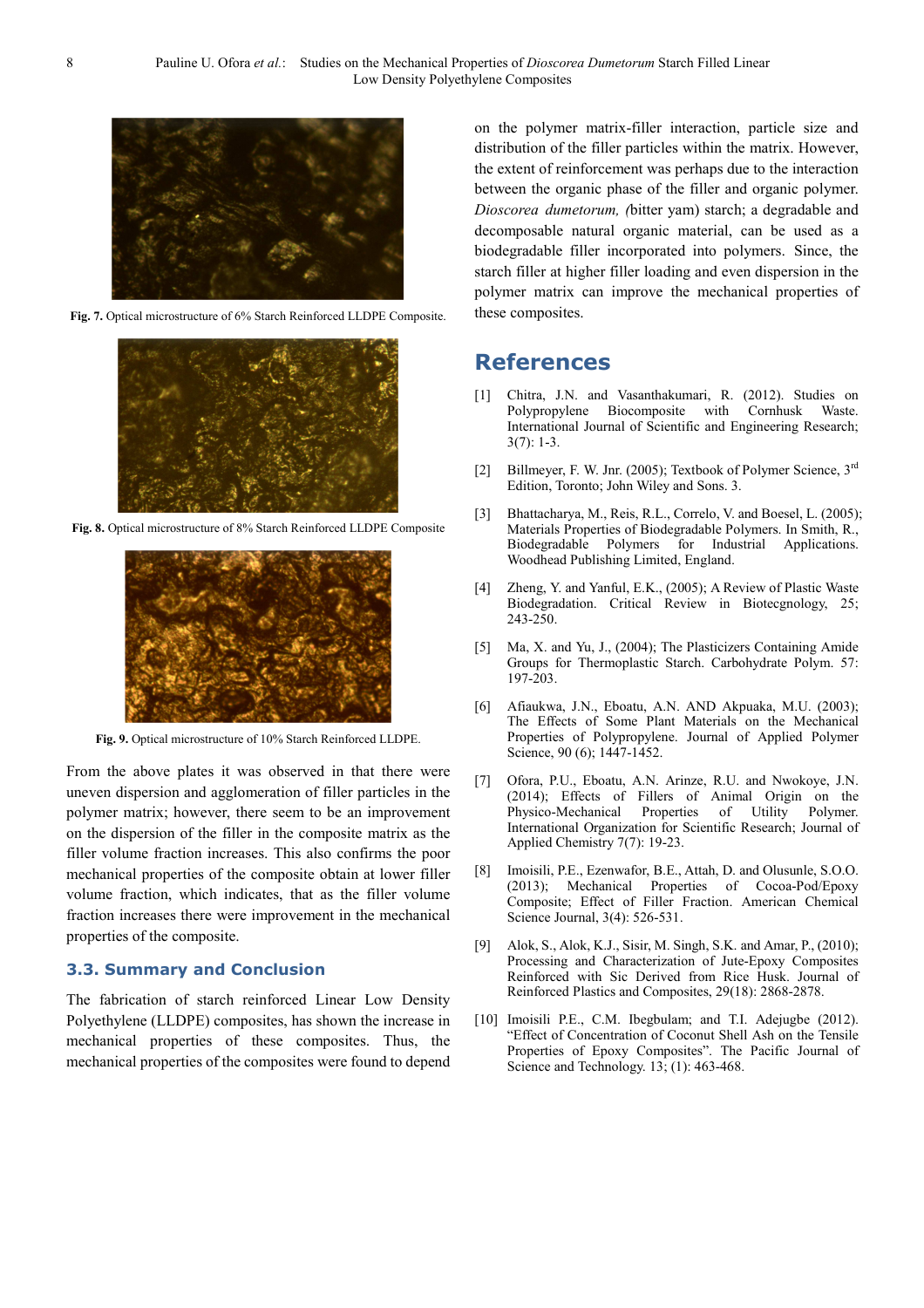Fig. 7. Optical microstructure of 6% Starch Reinforced LLDPE Composite.

Fig. 8. Optical microstructure of 8% Starch Reinforced LLDPE Composite

Fig. 9. Optical microstructure of 10% Starch Reinforced LLDPE.

From the above plates it was observed in that there were uneven dispersion and agglomeration of filler particles in the polymer matrix; however, there seem to be an improvement on the dispersion of the filler in the composite matrix as the filler volume fraction increases. This also confirms the poor mechanical properties of the composite obtain at lower filler volume fraction, which indicates, that as the filler volume fraction increases there were improvement in the mechanical properties of the composite.

### 3.3. Summary and Conclusion

The fabrication of starch reinforced Linear Low Density Polyethylene (LLDPE) composites, has shown the increase in mechanical properties of these composites. Thus, the mechanical properties of the composites were found to depend on the polymer matrix-filler interaction, particle size and distribution of the filler particles within the matrix. However, the extent of reinforcement was perhaps due to the interaction between the organic phase of the filler and organic polymer. *Dioscorea dumetorum, (*bitter yam) starch; a degradable and decomposable natural organic material, can be used as a biodegradable filler incorporated into polymers. Since, the starch filler at higher filler loading and even dispersion in the polymer matrix can improve the mechanical properties of these composites.

## References

[1] Chitra, J.N. and Vasanthakumari, R. (2012). Studies on Polypropylene Biocomposite with Cornhusk Waste. International Journal of Scientific and Engineering Research; 3(7): 1-3.

[2] Billmeyer, F. W. Jnr. (2005); Textbook of Polymer Science, 3rd Edition, Toronto; John Wiley and Sons. 3.

[3] Bhattacharya, M., Reis, R.L., Correlo, V. and Boesel, L. (2005); Materials Properties of Biodegradable Polymers. In Smith, R., Biodegradable Polymers for Industrial Applications. Woodhead Publishing Limited, England.

[4] Zheng, Y. and Yanful, E.K., (2005); A Review of Plastic Waste Biodegradation. Critical Review in Biotecgnology, 25; 243-250.

[5] Ma, X. and Yu, J., (2004); The Plasticizers Containing Amide Groups for Thermoplastic Starch. Carbohydrate Polym. 57: 197-203.

[6] Afiaukwa, J.N., Eboatu, A.N. AND Akpuaka, M.U. (2003); The Effects of Some Plant Materials on the Mechanical Properties of Polypropylene. Journal of Applied Polymer Science, 90 (6); 1447-1452.

[7] Ofora, P.U., Eboatu, A.N. Arinze, R.U. and Nwokoye, J.N. (2014); Effects of Fillers of Animal Origin on the Physico-Mechanical Properties of Utility Polymer. International Organization for Scientific Research; Journal of Applied Chemistry 7(7): 19-23.

[8] Imoisili, P.E., Ezenwafor, B.E., Attah, D. and Olusunle, S.O.O. (2013); Mechanical Properties of Cocoa-Pod/Epoxy Composite; Effect of Filler Fraction. American Chemical Science Journal, 3(4): 526-531.

[9] Alok, S., Alok, K.J., Sisir, M. Singh, S.K. and Amar, P., (2010); Processing and Characterization of Jute-Epoxy Composites Reinforced with Sic Derived from Rice Husk. Journal of Reinforced Plastics and Composites, 29(18): 2868-2878.

[10] Imoisili P.E., C.M. Ibegbulam; and T.I. Adejugbe (2012). "Effect of Concentration of Coconut Shell Ash on the Tensile Properties of Epoxy Composites". The Pacific Journal of Science and Technology. 13; (1): 463-468.